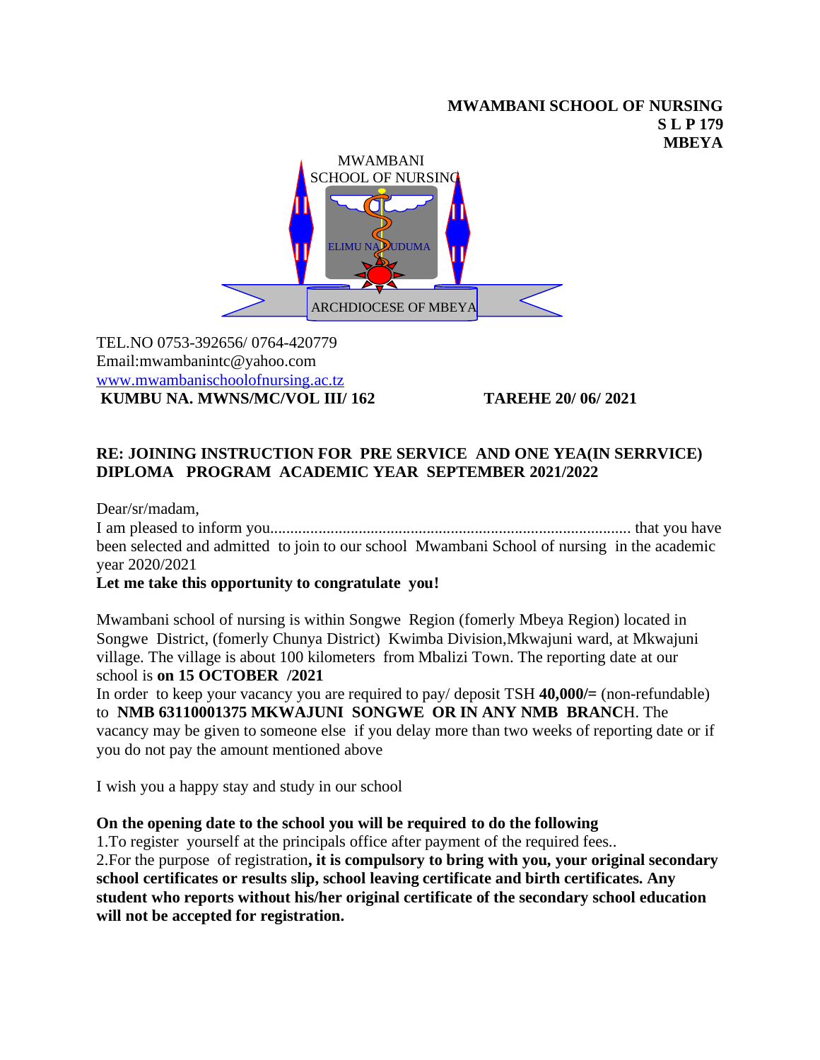**MWAMBANI SCHOOL OF NURSING**
**S L P 179**
**MBEYA**

MWAMBANI
SCHOOL OF NURSING

ELIMU NA HUDUMA

ARCHDIOCESE OF MBEYA

TEL.NO 0753-392656/ 0764-420779
Email:mwambanintc@yahoo.com
[www.mwambanischoolofnursing.ac.tz](http://www.mwambanischoolofnursing.ac.tz)

**KUMBU NA. MWNS/MC/VOL III/ 162** **TAREHE 20/ 06/ 2021**

**RE: JOINING INSTRUCTION FOR PRE SERVICE AND ONE YEA(IN SERRVICE) DIPLOMA PROGRAM ACADEMIC YEAR SEPTEMBER 2021/2022**

Dear/sr/madam,

I am pleased to inform you.......................................................................................... that you have been selected and admitted to join to our school Mwambani School of nursing in the academic year 2020/2021

**Let me take this opportunity to congratulate you!**

Mwambani school of nursing is within Songwe Region (fomerly Mbeya Region) located in Songwe District, (fomerly Chunya District) Kwimba Division,Mkwajuni ward, at Mkwajuni village. The village is about 100 kilometers from Mbalizi Town. The reporting date at our school is **on 15 OCTOBER /2021**

In order to keep your vacancy you are required to pay/ deposit TSH **40,000/=** (non-refundable) to **NMB 63110001375 MKWAJUNI SONGWE OR IN ANY NMB BRANC**H. The vacancy may be given to someone else if you delay more than two weeks of reporting date or if you do not pay the amount mentioned above

I wish you a happy stay and study in our school

**On the opening date to the school you will be required to do the following**

1.To register yourself at the principals office after payment of the required fees..

2.For the purpose of registration**, it is compulsory to bring with you, your original secondary school certificates or results slip, school leaving certificate and birth certificates. Any student who reports without his/her original certificate of the secondary school education will not be accepted for registration.**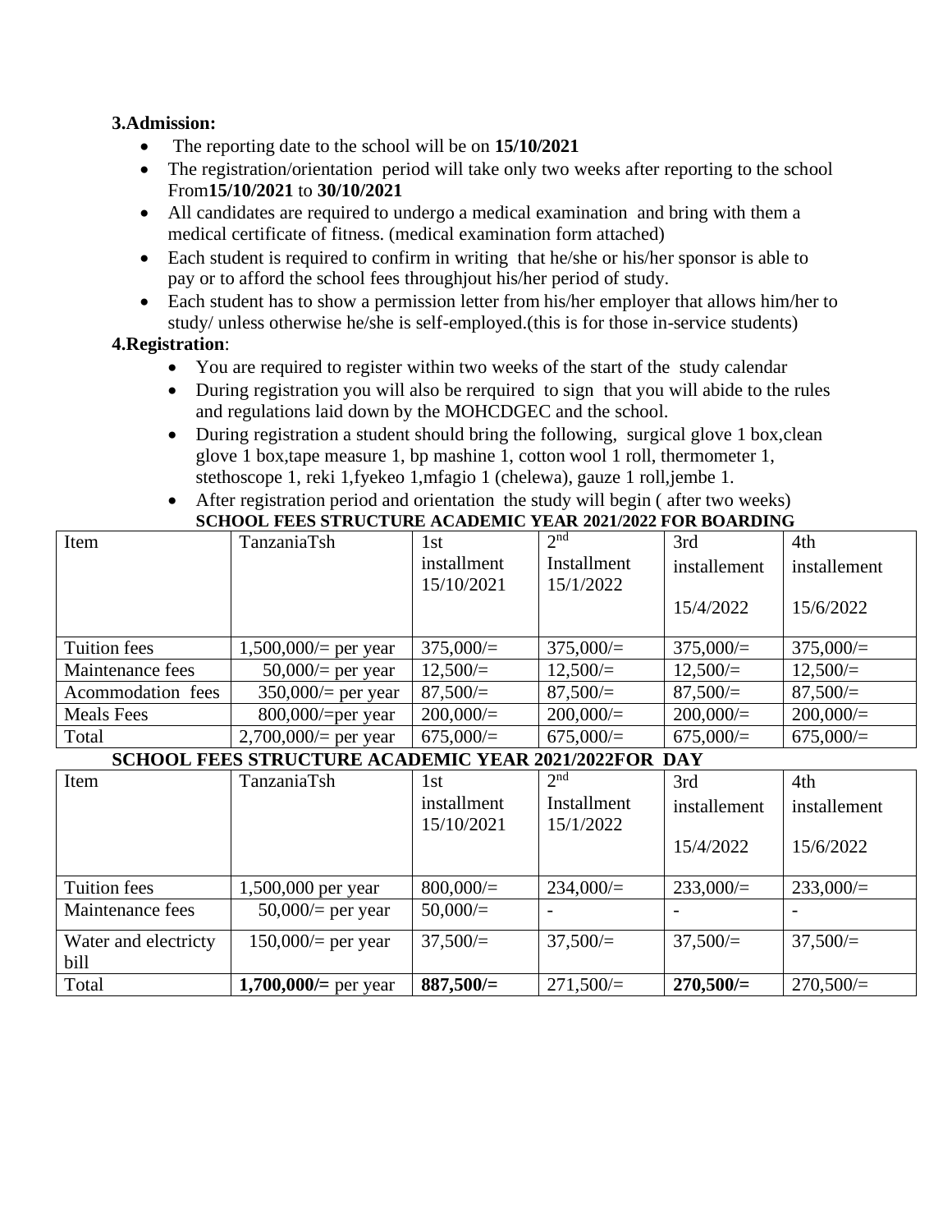**3.Admission:**

- The reporting date to the school will be on **15/10/2021**
- The registration/orientation period will take only two weeks after reporting to the school From**15/10/2021** to **30/10/2021**
- All candidates are required to undergo a medical examination and bring with them a medical certificate of fitness. (medical examination form attached)
- Each student is required to confirm in writing that he/she or his/her sponsor is able to pay or to afford the school fees throughjout his/her period of study.
- Each student has to show a permission letter from his/her employer that allows him/her to study/ unless otherwise he/she is self-employed.(this is for those in-service students)

**4.Registration**:

- You are required to register within two weeks of the start of the study calendar
- During registration you will also be rerquired to sign that you will abide to the rules and regulations laid down by the MOHCDGEC and the school.
- During registration a student should bring the following, surgical glove 1 box,clean glove 1 box,tape measure 1, bp mashine 1, cotton wool 1 roll, thermometer 1, stethoscope 1, reki 1,fyekeo 1,mfagio 1 (chelewa), gauze 1 roll,jembe 1.
- After registration period and orientation the study will begin ( after two weeks)

**SCHOOL FEES STRUCTURE ACADEMIC YEAR 2021/2022 FOR BOARDING**

| Item | TanzaniaTsh | 1st installment 15/10/2021 | 2nd Installment 15/1/2022 | 3rd installement 15/4/2022 | 4th installement 15/6/2022 |
|---|---|---|---|---|---|
| Tuition fees | 1,500,000/= per year | 375,000/= | 375,000/= | 375,000/= | 375,000/= |
| Maintenance fees | 50,000/= per year | 12,500/= | 12,500/= | 12,500/= | 12,500/= |
| Acommodation fees | 350,000/= per year | 87,500/= | 87,500/= | 87,500/= | 87,500/= |
| Meals Fees | 800,000/=per year | 200,000/= | 200,000/= | 200,000/= | 200,000/= |
| Total | 2,700,000/= per year | 675,000/= | 675,000/= | 675,000/= | 675,000/= |

**SCHOOL FEES STRUCTURE ACADEMIC YEAR 2021/2022FOR DAY**

| Item | TanzaniaTsh | 1st installment 15/10/2021 | 2nd Installment 15/1/2022 | 3rd installement 15/4/2022 | 4th installement 15/6/2022 |
|---|---|---|---|---|---|
| Tuition fees | 1,500,000 per year | 800,000/= | 234,000/= | 233,000/= | 233,000/= |
| Maintenance fees | 50,000/= per year | 50,000/= | - | - | - |
| Water and electricty bill | 150,000/= per year | 37,500/= | 37,500/= | 37,500/= | 37,500/= |
| Total | **1,700,000/=** per year | **887,500/=** | 271,500/= | **270,500/=** | 270,500/= |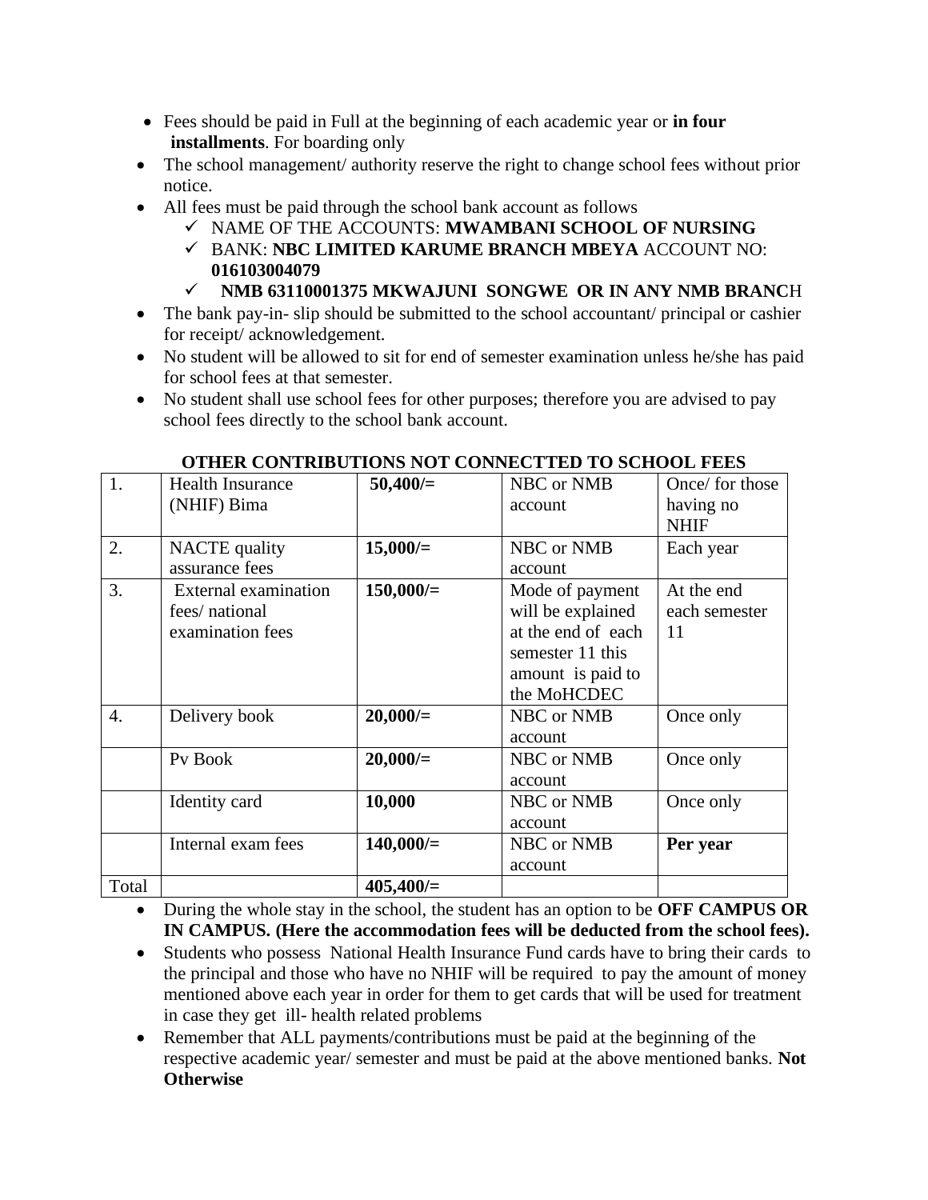- Fees should be paid in Full at the beginning of each academic year or **in four installments**. For boarding only
- The school management/ authority reserve the right to change school fees without prior notice.
- All fees must be paid through the school bank account as follows
  - ✓ NAME OF THE ACCOUNTS: **MWAMBANI SCHOOL OF NURSING**
  - ✓ BANK: **NBC LIMITED KARUME BRANCH MBEYA** ACCOUNT NO: **016103004079**
  - ✓ **NMB 63110001375 MKWAJUNI SONGWE OR IN ANY NMB BRANC**H
- The bank pay-in- slip should be submitted to the school accountant/ principal or cashier for receipt/ acknowledgement.
- No student will be allowed to sit for end of semester examination unless he/she has paid for school fees at that semester.
- No student shall use school fees for other purposes; therefore you are advised to pay school fees directly to the school bank account.

**OTHER CONTRIBUTIONS NOT CONNECTTED TO SCHOOL FEES**

| | | | | |
|---|---|---|---|---|
| 1. | Health Insurance (NHIF) Bima | **50,400/=** | NBC or NMB account | Once/ for those having no NHIF |
| 2. | NACTE quality assurance fees | **15,000/=** | NBC or NMB account | Each year |
| 3. | External examination fees/ national examination fees | **150,000/=** | Mode of payment will be explained at the end of each semester 11 this amount is paid to the MoHCDEC | At the end each semester 11 |
| 4. | Delivery book | **20,000/=** | NBC or NMB account | Once only |
| | Pv Book | **20,000/=** | NBC or NMB account | Once only |
| | Identity card | **10,000** | NBC or NMB account | Once only |
| | Internal exam fees | **140,000/=** | NBC or NMB account | **Per year** |
| Total | | **405,400/=** | | |

- During the whole stay in the school, the student has an option to be **OFF CAMPUS OR IN CAMPUS. (Here the accommodation fees will be deducted from the school fees).**
- Students who possess National Health Insurance Fund cards have to bring their cards to the principal and those who have no NHIF will be required to pay the amount of money mentioned above each year in order for them to get cards that will be used for treatment in case they get ill- health related problems
- Remember that ALL payments/contributions must be paid at the beginning of the respective academic year/ semester and must be paid at the above mentioned banks. **Not Otherwise**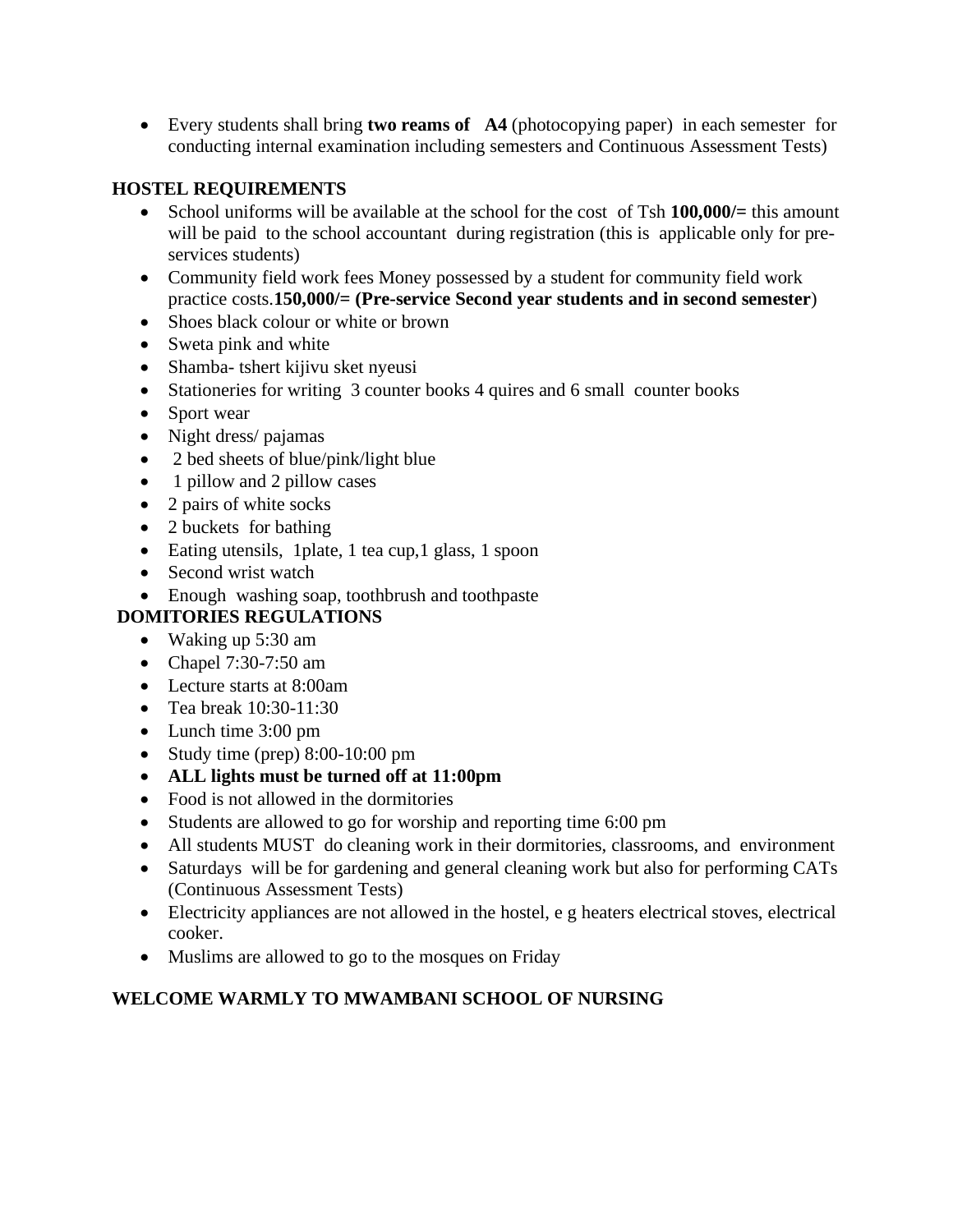- Every students shall bring **two reams of A4** (photocopying paper) in each semester for conducting internal examination including semesters and Continuous Assessment Tests)

**HOSTEL REQUIREMENTS**

- School uniforms will be available at the school for the cost of Tsh **100,000/=** this amount will be paid to the school accountant during registration (this is applicable only for pre-services students)
- Community field work fees Money possessed by a student for community field work practice costs.**150,000/= (Pre-service Second year students and in second semester**)
- Shoes black colour or white or brown
- Sweta pink and white
- Shamba- tshert kijivu sket nyeusi
- Stationeries for writing 3 counter books 4 quires and 6 small counter books
- Sport wear
- Night dress/ pajamas
- 2 bed sheets of blue/pink/light blue
- 1 pillow and 2 pillow cases
- 2 pairs of white socks
- 2 buckets for bathing
- Eating utensils, 1plate, 1 tea cup,1 glass, 1 spoon
- Second wrist watch
- Enough washing soap, toothbrush and toothpaste

**DOMITORIES REGULATIONS**

- Waking up 5:30 am
- Chapel 7:30-7:50 am
- Lecture starts at 8:00am
- Tea break 10:30-11:30
- Lunch time 3:00 pm
- Study time (prep) 8:00-10:00 pm
- **ALL lights must be turned off at 11:00pm**
- Food is not allowed in the dormitories
- Students are allowed to go for worship and reporting time 6:00 pm
- All students MUST do cleaning work in their dormitories, classrooms, and environment
- Saturdays will be for gardening and general cleaning work but also for performing CATs (Continuous Assessment Tests)
- Electricity appliances are not allowed in the hostel, e g heaters electrical stoves, electrical cooker.
- Muslims are allowed to go to the mosques on Friday

**WELCOME WARMLY TO MWAMBANI SCHOOL OF NURSING**